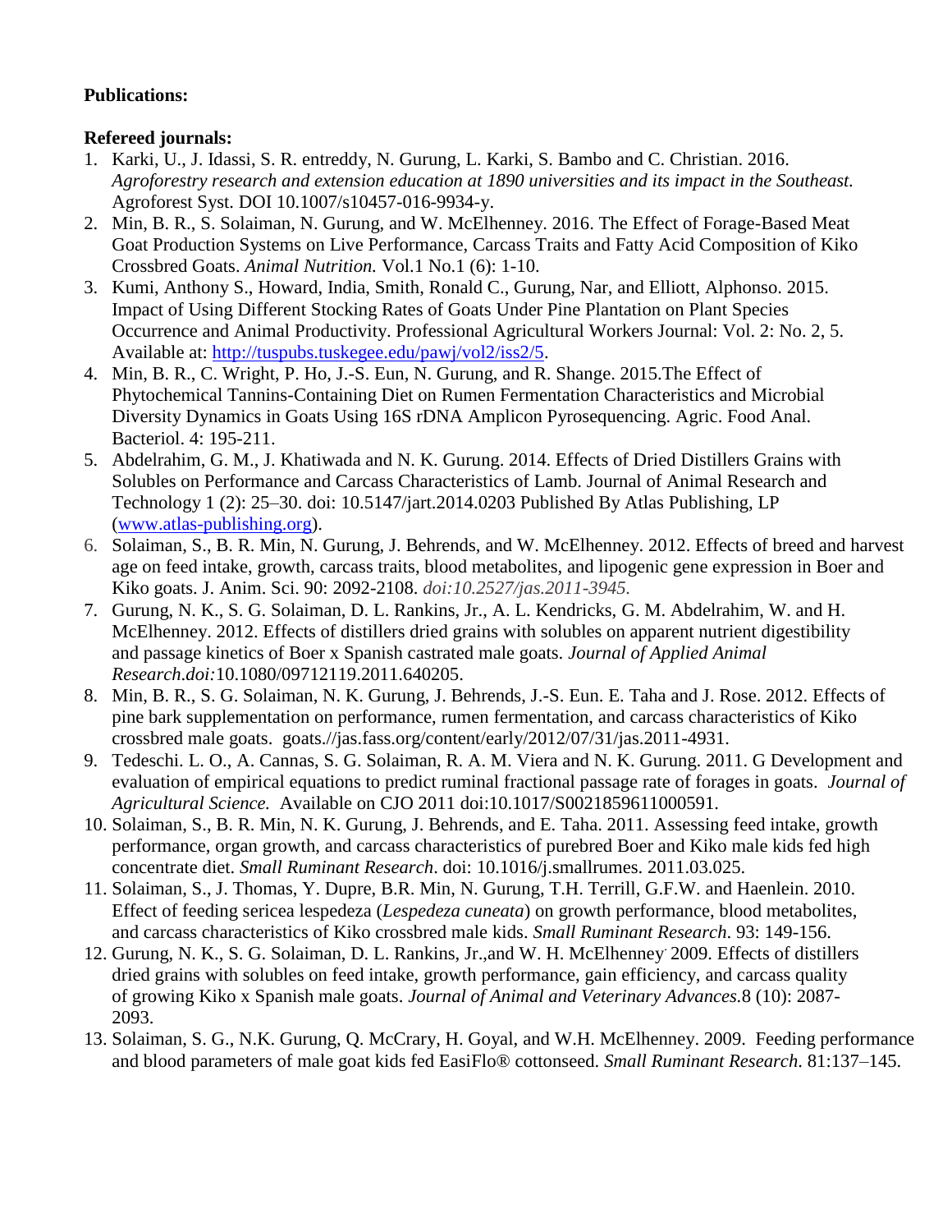**Publications:**

**Refereed journals:**

1. Karki, U., J. Idassi, S. R. entreddy, N. Gurung, L. Karki, S. Bambo and C. Christian. 2016. *Agroforestry research and extension education at 1890 universities and its impact in the Southeast.* Agroforest Syst. DOI 10.1007/s10457-016-9934-y.
2. Min, B. R., S. Solaiman, N. Gurung, and W. McElhenney. 2016. The Effect of Forage-Based Meat Goat Production Systems on Live Performance, Carcass Traits and Fatty Acid Composition of Kiko Crossbred Goats. *Animal Nutrition.* Vol.1 No.1 (6): 1-10.
3. Kumi, Anthony S., Howard, India, Smith, Ronald C., Gurung, Nar, and Elliott, Alphonso. 2015. Impact of Using Different Stocking Rates of Goats Under Pine Plantation on Plant Species Occurrence and Animal Productivity. Professional Agricultural Workers Journal: Vol. 2: No. 2, 5. Available at: http://tuspubs.tuskegee.edu/pawj/vol2/iss2/5.
4. Min, B. R., C. Wright, P. Ho, J.-S. Eun, N. Gurung, and R. Shange. 2015.The Effect of Phytochemical Tannins-Containing Diet on Rumen Fermentation Characteristics and Microbial Diversity Dynamics in Goats Using 16S rDNA Amplicon Pyrosequencing. Agric. Food Anal. Bacteriol. 4: 195-211.
5. Abdelrahim, G. M., J. Khatiwada and N. K. Gurung. 2014. Effects of Dried Distillers Grains with Solubles on Performance and Carcass Characteristics of Lamb. Journal of Animal Research and Technology 1 (2): 25–30. doi: 10.5147/jart.2014.0203 Published By Atlas Publishing, LP (www.atlas-publishing.org).
6. Solaiman, S., B. R. Min, N. Gurung, J. Behrends, and W. McElhenney. 2012. Effects of breed and harvest age on feed intake, growth, carcass traits, blood metabolites, and lipogenic gene expression in Boer and Kiko goats. J. Anim. Sci. 90: 2092-2108. *doi:10.2527/jas.2011-3945.*
7. Gurung, N. K., S. G. Solaiman, D. L. Rankins, Jr., A. L. Kendricks, G. M. Abdelrahim, W. and H. McElhenney. 2012. Effects of distillers dried grains with solubles on apparent nutrient digestibility and passage kinetics of Boer x Spanish castrated male goats. *Journal of Applied Animal Research.doi:*10.1080/09712119.2011.640205.
8. Min, B. R., S. G. Solaiman, N. K. Gurung, J. Behrends, J.-S. Eun. E. Taha and J. Rose. 2012. Effects of pine bark supplementation on performance, rumen fermentation, and carcass characteristics of Kiko crossbred male goats. goats.//jas.fass.org/content/early/2012/07/31/jas.2011-4931.
9. Tedeschi. L. O., A. Cannas, S. G. Solaiman, R. A. M. Viera and N. K. Gurung. 2011. G Development and evaluation of empirical equations to predict ruminal fractional passage rate of forages in goats. *Journal of Agricultural Science.* Available on CJO 2011 doi:10.1017/S0021859611000591.
10. Solaiman, S., B. R. Min, N. K. Gurung, J. Behrends, and E. Taha. 2011. Assessing feed intake, growth performance, organ growth, and carcass characteristics of purebred Boer and Kiko male kids fed high concentrate diet. *Small Ruminant Research*. doi: 10.1016/j.smallrumes. 2011.03.025.
11. Solaiman, S., J. Thomas, Y. Dupre, B.R. Min, N. Gurung, T.H. Terrill, G.F.W. and Haenlein. 2010. Effect of feeding sericea lespedeza (*Lespedeza cuneata*) on growth performance, blood metabolites, and carcass characteristics of Kiko crossbred male kids. *Small Ruminant Research.* 93: 149-156.
12. Gurung, N. K., S. G. Solaiman, D. L. Rankins, Jr.,and W. H. McElhenney. 2009. Effects of distillers dried grains with solubles on feed intake, growth performance, gain efficiency, and carcass quality of growing Kiko x Spanish male goats. *Journal of Animal and Veterinary Advances.*8 (10): 2087-2093.
13. Solaiman, S. G., N.K. Gurung, Q. McCrary, H. Goyal, and W.H. McElhenney. 2009. Feeding performance and blood parameters of male goat kids fed EasiFlo® cottonseed. *Small Ruminant Research*. 81:137–145.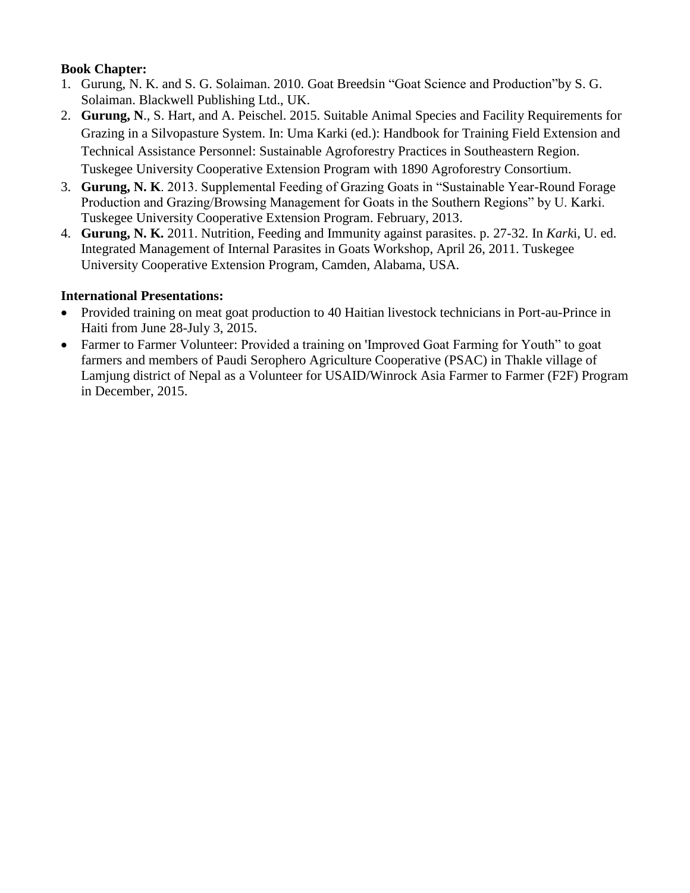**Book Chapter:**

1. Gurung, N. K. and S. G. Solaiman. 2010. Goat Breedsin "Goat Science and Production"by S. G. Solaiman. Blackwell Publishing Ltd., UK.
2. **Gurung, N**., S. Hart, and A. Peischel. 2015. Suitable Animal Species and Facility Requirements for Grazing in a Silvopasture System. In: Uma Karki (ed.): Handbook for Training Field Extension and Technical Assistance Personnel: Sustainable Agroforestry Practices in Southeastern Region. Tuskegee University Cooperative Extension Program with 1890 Agroforestry Consortium.
3. **Gurung, N. K**. 2013. Supplemental Feeding of Grazing Goats in "Sustainable Year-Round Forage Production and Grazing/Browsing Management for Goats in the Southern Regions" by U. Karki. Tuskegee University Cooperative Extension Program. February, 2013.
4. **Gurung, N. K.** 2011. Nutrition, Feeding and Immunity against parasites. p. 27-32. In *Kark*i, U. ed. Integrated Management of Internal Parasites in Goats Workshop, April 26, 2011. Tuskegee University Cooperative Extension Program, Camden, Alabama, USA.

**International Presentations:**

- Provided training on meat goat production to 40 Haitian livestock technicians in Port-au-Prince in Haiti from June 28-July 3, 2015.
- Farmer to Farmer Volunteer: Provided a training on 'Improved Goat Farming for Youth" to goat farmers and members of Paudi Serophero Agriculture Cooperative (PSAC) in Thakle village of Lamjung district of Nepal as a Volunteer for USAID/Winrock Asia Farmer to Farmer (F2F) Program in December, 2015.